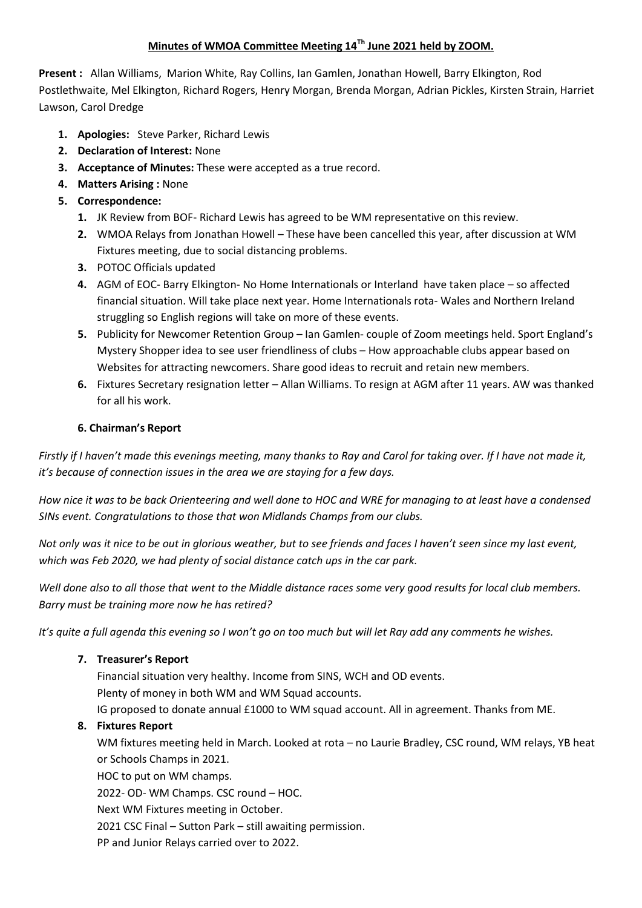**Minutes of WMOA Committee Meeting 14Th June 2021 held by ZOOM.**

**Present :** Allan Williams, Marion White, Ray Collins, Ian Gamlen, Jonathan Howell, Barry Elkington, Rod Postlethwaite, Mel Elkington, Richard Rogers, Henry Morgan, Brenda Morgan, Adrian Pickles, Kirsten Strain, Harriet Lawson, Carol Dredge

1. **Apologies:** Steve Parker, Richard Lewis
2. **Declaration of Interest:** None
3. **Acceptance of Minutes:** These were accepted as a true record.
4. **Matters Arising :** None
5. **Correspondence:**
   1. JK Review from BOF- Richard Lewis has agreed to be WM representative on this review.
   2. WMOA Relays from Jonathan Howell – These have been cancelled this year, after discussion at WM Fixtures meeting, due to social distancing problems.
   3. POTOC Officials updated
   4. AGM of EOC- Barry Elkington- No Home Internationals or Interland have taken place – so affected financial situation. Will take place next year. Home Internationals rota- Wales and Northern Ireland struggling so English regions will take on more of these events.
   5. Publicity for Newcomer Retention Group – Ian Gamlen- couple of Zoom meetings held. Sport England's Mystery Shopper idea to see user friendliness of clubs – How approachable clubs appear based on Websites for attracting newcomers. Share good ideas to recruit and retain new members.
   6. Fixtures Secretary resignation letter – Allan Williams. To resign at AGM after 11 years. AW was thanked for all his work.

**6. Chairman's Report**

*Firstly if I haven't made this evenings meeting, many thanks to Ray and Carol for taking over. If I have not made it, it's because of connection issues in the area we are staying for a few days.*

*How nice it was to be back Orienteering and well done to HOC and WRE for managing to at least have a condensed SINs event. Congratulations to those that won Midlands Champs from our clubs.*

*Not only was it nice to be out in glorious weather, but to see friends and faces I haven't seen since my last event, which was Feb 2020, we had plenty of social distance catch ups in the car park.*

*Well done also to all those that went to the Middle distance races some very good results for local club members. Barry must be training more now he has retired?*

*It's quite a full agenda this evening so I won't go on too much but will let Ray add any comments he wishes.*

7. **Treasurer's Report**

   Financial situation very healthy. Income from SINS, WCH and OD events.
   Plenty of money in both WM and WM Squad accounts.
   IG proposed to donate annual £1000 to WM squad account. All in agreement. Thanks from ME.

8. **Fixtures Report**

   WM fixtures meeting held in March. Looked at rota – no Laurie Bradley, CSC round, WM relays, YB heat or Schools Champs in 2021.
   HOC to put on WM champs.
   2022- OD- WM Champs. CSC round – HOC.
   Next WM Fixtures meeting in October.
   2021 CSC Final – Sutton Park – still awaiting permission.
   PP and Junior Relays carried over to 2022.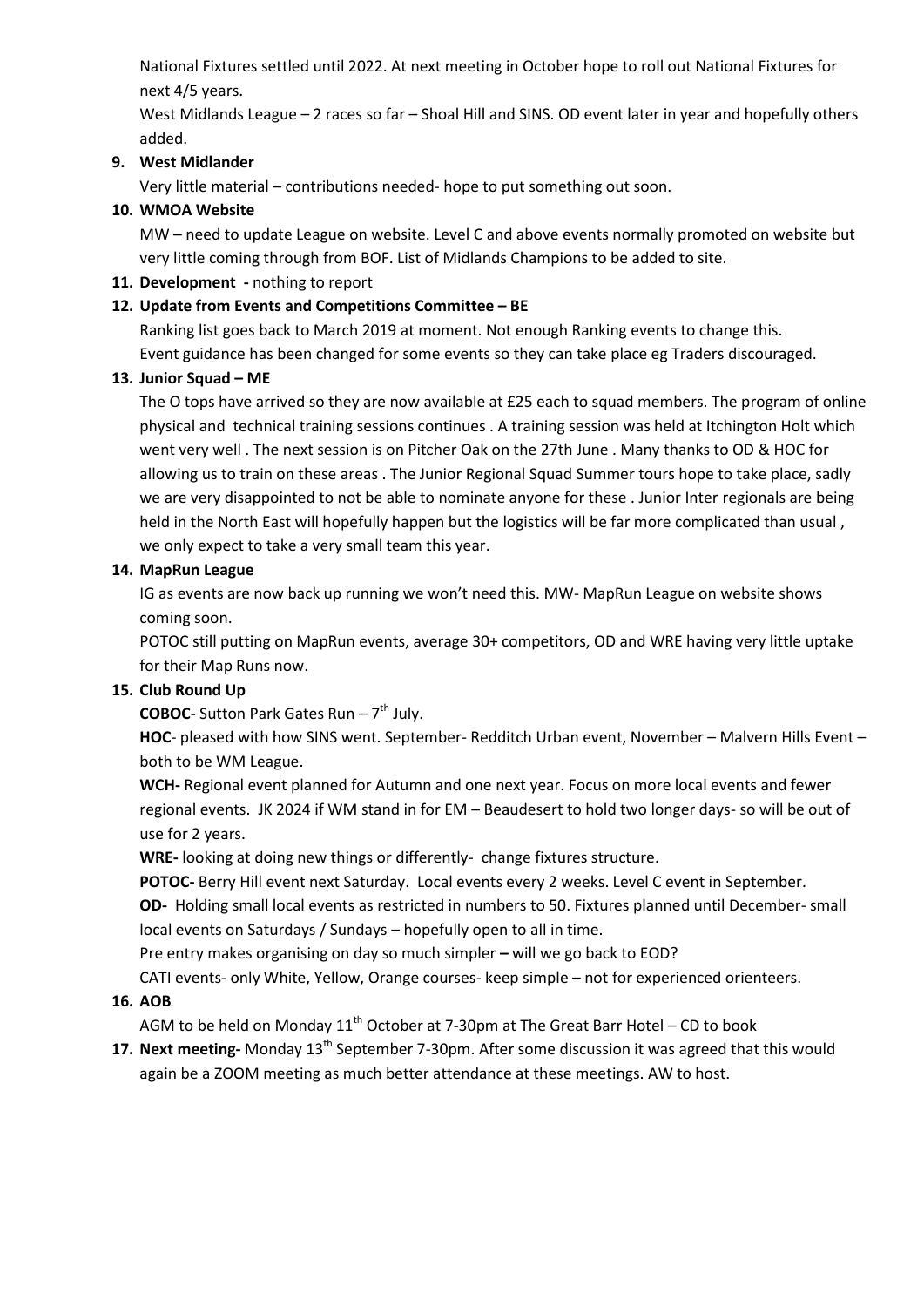National Fixtures settled until 2022. At next meeting in October hope to roll out National Fixtures for next 4/5 years.

West Midlands League – 2 races so far – Shoal Hill and SINS. OD event later in year and hopefully others added.

9. **West Midlander**

   Very little material – contributions needed- hope to put something out soon.

10. **WMOA Website**

    MW – need to update League on website. Level C and above events normally promoted on website but very little coming through from BOF. List of Midlands Champions to be added to site.

11. **Development -** nothing to report

12. **Update from Events and Competitions Committee – BE**

    Ranking list goes back to March 2019 at moment. Not enough Ranking events to change this.
    Event guidance has been changed for some events so they can take place eg Traders discouraged.

13. **Junior Squad – ME**

    The O tops have arrived so they are now available at £25 each to squad members. The program of online physical and technical training sessions continues . A training session was held at Itchington Holt which went very well . The next session is on Pitcher Oak on the 27th June . Many thanks to OD & HOC for allowing us to train on these areas . The Junior Regional Squad Summer tours hope to take place, sadly we are very disappointed to not be able to nominate anyone for these . Junior Inter regionals are being held in the North East will hopefully happen but the logistics will be far more complicated than usual , we only expect to take a very small team this year.

14. **MapRun League**

    IG as events are now back up running we won't need this. MW- MapRun League on website shows coming soon.

    POTOC still putting on MapRun events, average 30+ competitors, OD and WRE having very little uptake for their Map Runs now.

15. **Club Round Up**

    **COBOC**- Sutton Park Gates Run – 7th July.

    **HOC**- pleased with how SINS went. September- Redditch Urban event, November – Malvern Hills Event – both to be WM League.

    **WCH-** Regional event planned for Autumn and one next year. Focus on more local events and fewer regional events. JK 2024 if WM stand in for EM – Beaudesert to hold two longer days- so will be out of use for 2 years.

    **WRE-** looking at doing new things or differently- change fixtures structure.

    **POTOC-** Berry Hill event next Saturday. Local events every 2 weeks. Level C event in September.

    **OD-** Holding small local events as restricted in numbers to 50. Fixtures planned until December- small local events on Saturdays / Sundays – hopefully open to all in time.

    Pre entry makes organising on day so much simpler **–** will we go back to EOD?

    CATI events- only White, Yellow, Orange courses- keep simple – not for experienced orienteers.

16. **AOB**

    AGM to be held on Monday 11th October at 7-30pm at The Great Barr Hotel – CD to book

17. **Next meeting-** Monday 13th September 7-30pm. After some discussion it was agreed that this would again be a ZOOM meeting as much better attendance at these meetings. AW to host.